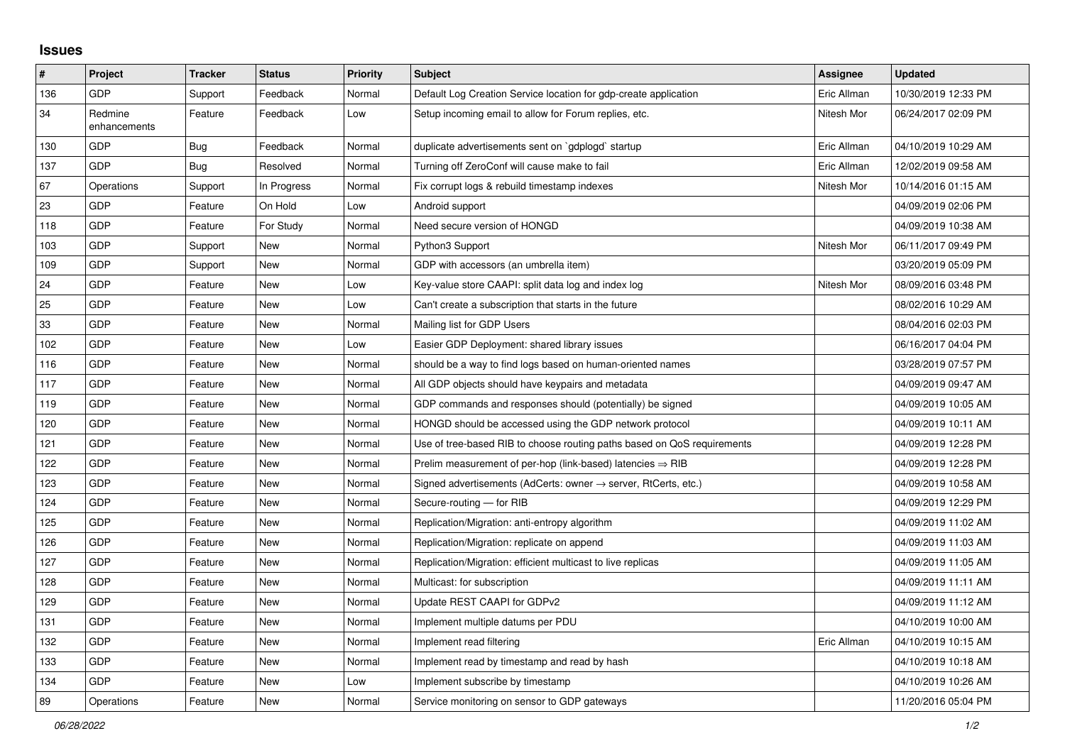## Issues

| # | Project | Tracker | Status | Priority | Subject | Assignee | Updated |
|---|---|---|---|---|---|---|---|
| 136 | GDP | Support | Feedback | Normal | Default Log Creation Service location for gdp-create application | Eric Allman | 10/30/2019 12:33 PM |
| 34 | Redmine enhancements | Feature | Feedback | Low | Setup incoming email to allow for Forum replies, etc. | Nitesh Mor | 06/24/2017 02:09 PM |
| 130 | GDP | Bug | Feedback | Normal | duplicate advertisements sent on `gdplogd` startup | Eric Allman | 04/10/2019 10:29 AM |
| 137 | GDP | Bug | Resolved | Normal | Turning off ZeroConf will cause make to fail | Eric Allman | 12/02/2019 09:58 AM |
| 67 | Operations | Support | In Progress | Normal | Fix corrupt logs & rebuild timestamp indexes | Nitesh Mor | 10/14/2016 01:15 AM |
| 23 | GDP | Feature | On Hold | Low | Android support | | 04/09/2019 02:06 PM |
| 118 | GDP | Feature | For Study | Normal | Need secure version of HONGD | | 04/09/2019 10:38 AM |
| 103 | GDP | Support | New | Normal | Python3 Support | Nitesh Mor | 06/11/2017 09:49 PM |
| 109 | GDP | Support | New | Normal | GDP with accessors (an umbrella item) | | 03/20/2019 05:09 PM |
| 24 | GDP | Feature | New | Low | Key-value store CAAPI: split data log and index log | Nitesh Mor | 08/09/2016 03:48 PM |
| 25 | GDP | Feature | New | Low | Can't create a subscription that starts in the future | | 08/02/2016 10:29 AM |
| 33 | GDP | Feature | New | Normal | Mailing list for GDP Users | | 08/04/2016 02:03 PM |
| 102 | GDP | Feature | New | Low | Easier GDP Deployment: shared library issues | | 06/16/2017 04:04 PM |
| 116 | GDP | Feature | New | Normal | should be a way to find logs based on human-oriented names | | 03/28/2019 07:57 PM |
| 117 | GDP | Feature | New | Normal | All GDP objects should have keypairs and metadata | | 04/09/2019 09:47 AM |
| 119 | GDP | Feature | New | Normal | GDP commands and responses should (potentially) be signed | | 04/09/2019 10:05 AM |
| 120 | GDP | Feature | New | Normal | HONGD should be accessed using the GDP network protocol | | 04/09/2019 10:11 AM |
| 121 | GDP | Feature | New | Normal | Use of tree-based RIB to choose routing paths based on QoS requirements | | 04/09/2019 12:28 PM |
| 122 | GDP | Feature | New | Normal | Prelim measurement of per-hop (link-based) latencies ⇒ RIB | | 04/09/2019 12:28 PM |
| 123 | GDP | Feature | New | Normal | Signed advertisements (AdCerts: owner → server, RtCerts, etc.) | | 04/09/2019 10:58 AM |
| 124 | GDP | Feature | New | Normal | Secure-routing — for RIB | | 04/09/2019 12:29 PM |
| 125 | GDP | Feature | New | Normal | Replication/Migration: anti-entropy algorithm | | 04/09/2019 11:02 AM |
| 126 | GDP | Feature | New | Normal | Replication/Migration: replicate on append | | 04/09/2019 11:03 AM |
| 127 | GDP | Feature | New | Normal | Replication/Migration: efficient multicast to live replicas | | 04/09/2019 11:05 AM |
| 128 | GDP | Feature | New | Normal | Multicast: for subscription | | 04/09/2019 11:11 AM |
| 129 | GDP | Feature | New | Normal | Update REST CAAPI for GDPv2 | | 04/09/2019 11:12 AM |
| 131 | GDP | Feature | New | Normal | Implement multiple datums per PDU | | 04/10/2019 10:00 AM |
| 132 | GDP | Feature | New | Normal | Implement read filtering | Eric Allman | 04/10/2019 10:15 AM |
| 133 | GDP | Feature | New | Normal | Implement read by timestamp and read by hash | | 04/10/2019 10:18 AM |
| 134 | GDP | Feature | New | Low | Implement subscribe by timestamp | | 04/10/2019 10:26 AM |
| 89 | Operations | Feature | New | Normal | Service monitoring on sensor to GDP gateways | | 11/20/2016 05:04 PM |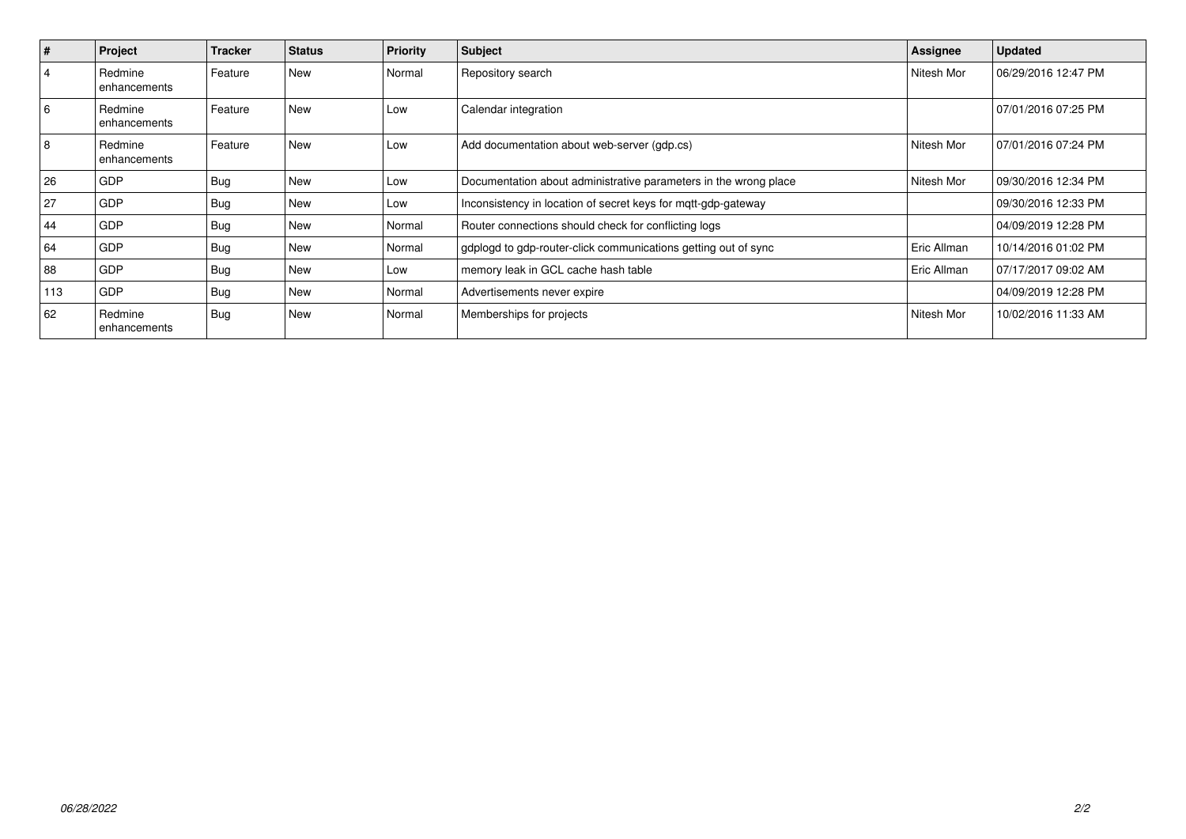| # | Project | Tracker | Status | Priority | Subject | Assignee | Updated |
|---|---|---|---|---|---|---|---|
| 4 | Redmine enhancements | Feature | New | Normal | Repository search | Nitesh Mor | 06/29/2016 12:47 PM |
| 6 | Redmine enhancements | Feature | New | Low | Calendar integration | | 07/01/2016 07:25 PM |
| 8 | Redmine enhancements | Feature | New | Low | Add documentation about web-server (gdp.cs) | Nitesh Mor | 07/01/2016 07:24 PM |
| 26 | GDP | Bug | New | Low | Documentation about administrative parameters in the wrong place | Nitesh Mor | 09/30/2016 12:34 PM |
| 27 | GDP | Bug | New | Low | Inconsistency in location of secret keys for mqtt-gdp-gateway | | 09/30/2016 12:33 PM |
| 44 | GDP | Bug | New | Normal | Router connections should check for conflicting logs | | 04/09/2019 12:28 PM |
| 64 | GDP | Bug | New | Normal | gdplogd to gdp-router-click communications getting out of sync | Eric Allman | 10/14/2016 01:02 PM |
| 88 | GDP | Bug | New | Low | memory leak in GCL cache hash table | Eric Allman | 07/17/2017 09:02 AM |
| 113 | GDP | Bug | New | Normal | Advertisements never expire | | 04/09/2019 12:28 PM |
| 62 | Redmine enhancements | Bug | New | Normal | Memberships for projects | Nitesh Mor | 10/02/2016 11:33 AM |